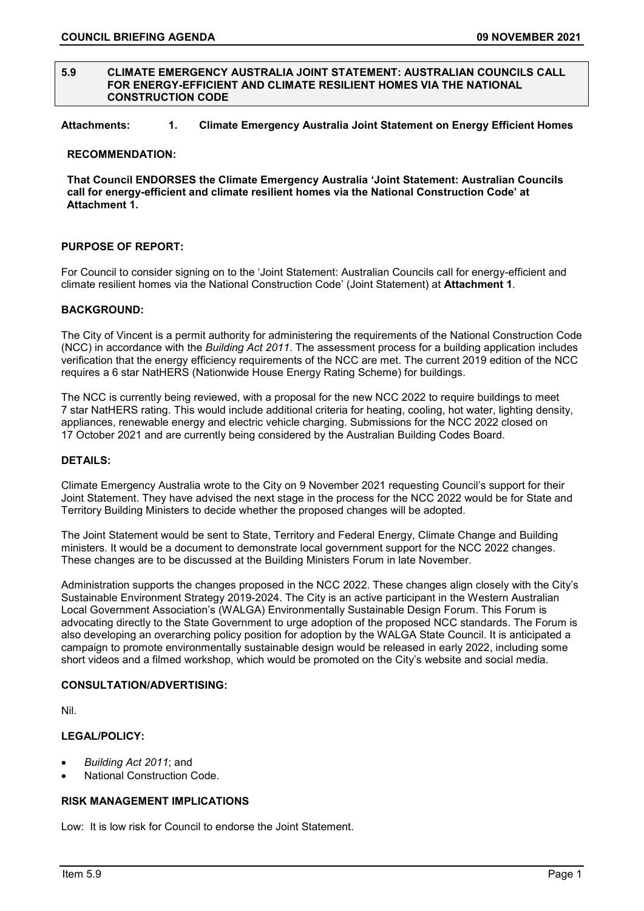## 5.9 CLIMATE EMERGENCY AUSTRALIA JOINT STATEMENT: AUSTRALIAN COUNCILS CALL FOR ENERGY-EFFICIENT AND CLIMATE RESILIENT HOMES VIA THE NATIONAL CONSTRUCTION CODE

**Attachments: 1. Climate Emergency Australia Joint Statement on Energy Efficient Homes**

**RECOMMENDATION:**

**That Council ENDORSES the Climate Emergency Australia 'Joint Statement: Australian Councils call for energy-efficient and climate resilient homes via the National Construction Code' at Attachment 1.**

**PURPOSE OF REPORT:**

For Council to consider signing on to the 'Joint Statement: Australian Councils call for energy-efficient and climate resilient homes via the National Construction Code' (Joint Statement) at **Attachment 1**.

**BACKGROUND:**

The City of Vincent is a permit authority for administering the requirements of the National Construction Code (NCC) in accordance with the *Building Act 2011*. The assessment process for a building application includes verification that the energy efficiency requirements of the NCC are met. The current 2019 edition of the NCC requires a 6 star NatHERS (Nationwide House Energy Rating Scheme) for buildings.

The NCC is currently being reviewed, with a proposal for the new NCC 2022 to require buildings to meet 7 star NatHERS rating. This would include additional criteria for heating, cooling, hot water, lighting density, appliances, renewable energy and electric vehicle charging. Submissions for the NCC 2022 closed on 17 October 2021 and are currently being considered by the Australian Building Codes Board.

**DETAILS:**

Climate Emergency Australia wrote to the City on 9 November 2021 requesting Council's support for their Joint Statement. They have advised the next stage in the process for the NCC 2022 would be for State and Territory Building Ministers to decide whether the proposed changes will be adopted.

The Joint Statement would be sent to State, Territory and Federal Energy, Climate Change and Building ministers. It would be a document to demonstrate local government support for the NCC 2022 changes. These changes are to be discussed at the Building Ministers Forum in late November.

Administration supports the changes proposed in the NCC 2022. These changes align closely with the City's Sustainable Environment Strategy 2019-2024. The City is an active participant in the Western Australian Local Government Association's (WALGA) Environmentally Sustainable Design Forum. This Forum is advocating directly to the State Government to urge adoption of the proposed NCC standards. The Forum is also developing an overarching policy position for adoption by the WALGA State Council. It is anticipated a campaign to promote environmentally sustainable design would be released in early 2022, including some short videos and a filmed workshop, which would be promoted on the City's website and social media.

**CONSULTATION/ADVERTISING:**

Nil.

**LEGAL/POLICY:**

- *Building Act 2011*; and
- National Construction Code.

**RISK MANAGEMENT IMPLICATIONS**

Low: It is low risk for Council to endorse the Joint Statement.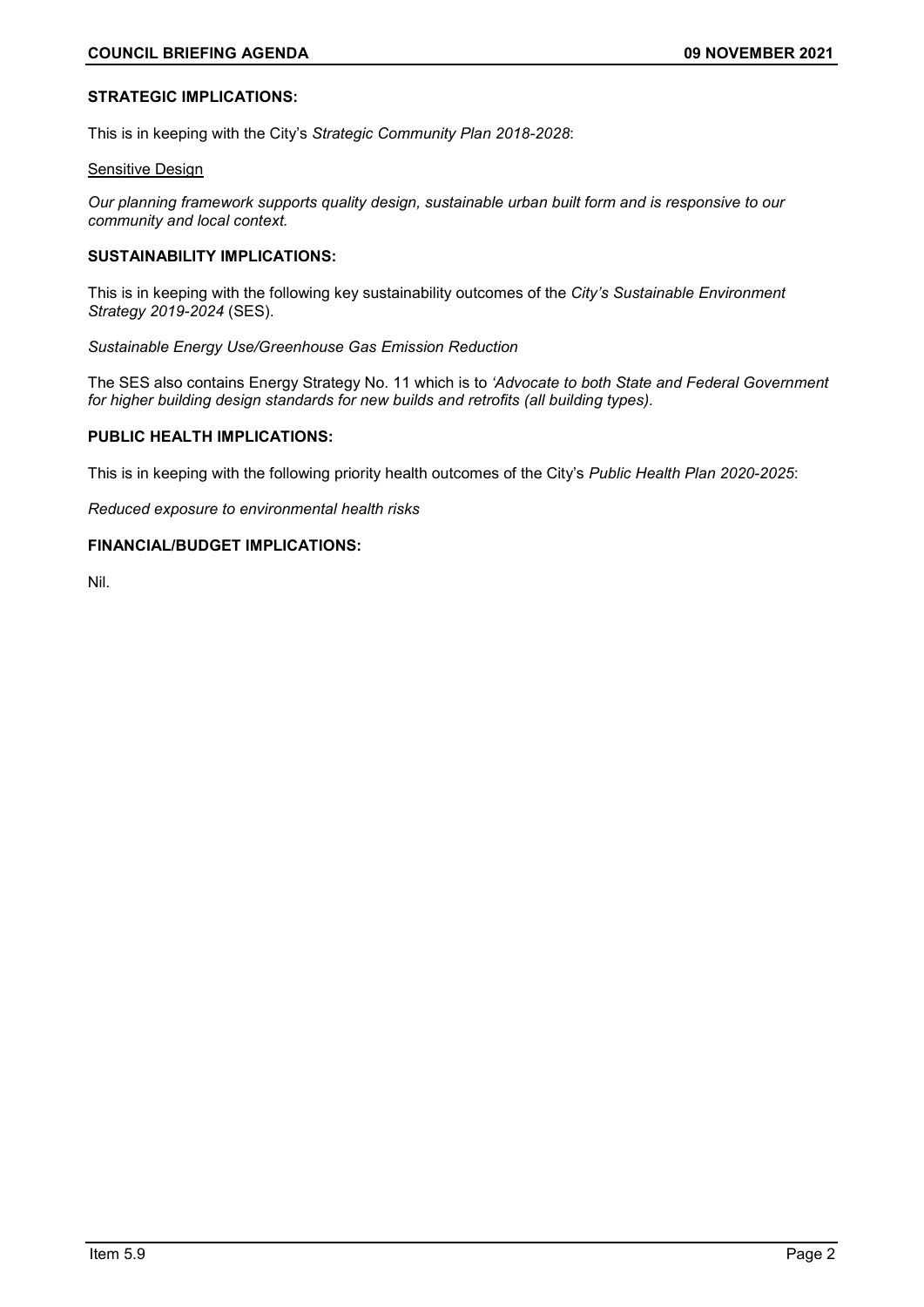**STRATEGIC IMPLICATIONS:**

This is in keeping with the City's *Strategic Community Plan 2018-2028*:

Sensitive Design

*Our planning framework supports quality design, sustainable urban built form and is responsive to our community and local context.*

**SUSTAINABILITY IMPLICATIONS:**

This is in keeping with the following key sustainability outcomes of the *City's Sustainable Environment Strategy 2019-2024* (SES).

*Sustainable Energy Use/Greenhouse Gas Emission Reduction*

The SES also contains Energy Strategy No. 11 which is to *'Advocate to both State and Federal Government for higher building design standards for new builds and retrofits (all building types).*

**PUBLIC HEALTH IMPLICATIONS:**

This is in keeping with the following priority health outcomes of the City's *Public Health Plan 2020-2025*:

*Reduced exposure to environmental health risks*

**FINANCIAL/BUDGET IMPLICATIONS:**

Nil.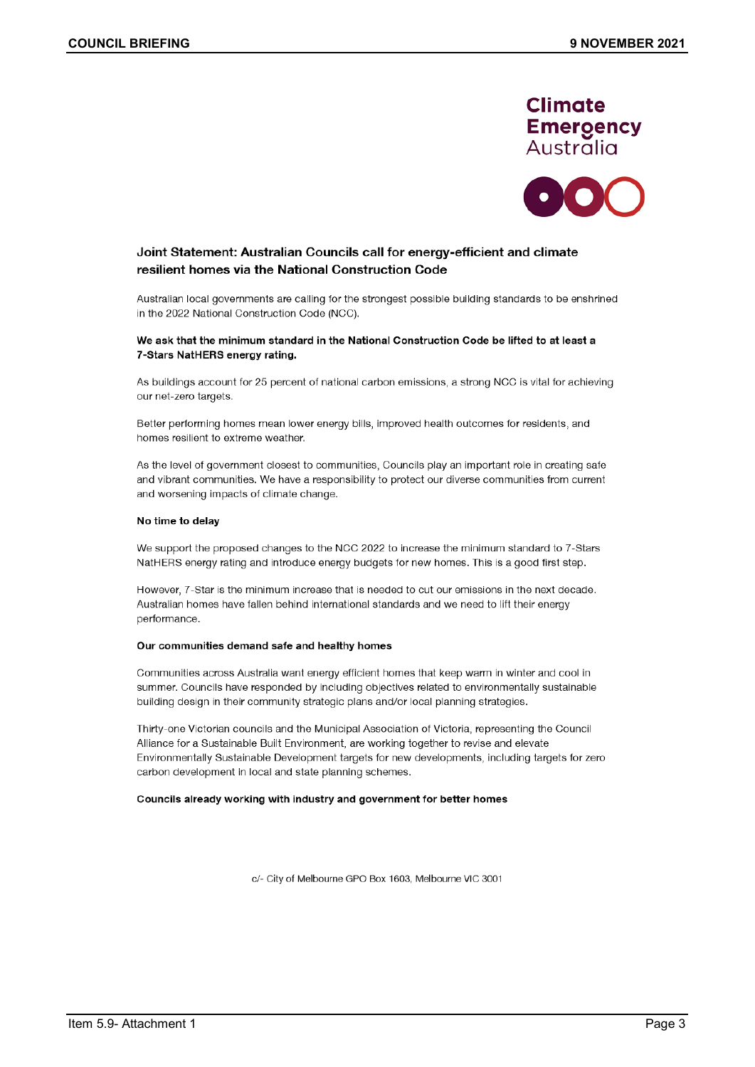Climate Emergency Australia

## Joint Statement: Australian Councils call for energy-efficient and climate resilient homes via the National Construction Code

Australian local governments are calling for the strongest possible building standards to be enshrined in the 2022 National Construction Code (NCC).

**We ask that the minimum standard in the National Construction Code be lifted to at least a 7-Stars NatHERS energy rating.**

As buildings account for 25 percent of national carbon emissions, a strong NCC is vital for achieving our net-zero targets.

Better performing homes mean lower energy bills, improved health outcomes for residents, and homes resilient to extreme weather.

As the level of government closest to communities, Councils play an important role in creating safe and vibrant communities. We have a responsibility to protect our diverse communities from current and worsening impacts of climate change.

### No time to delay

We support the proposed changes to the NCC 2022 to increase the minimum standard to 7-Stars NatHERS energy rating and introduce energy budgets for new homes. This is a good first step.

However, 7-Star is the minimum increase that is needed to cut our emissions in the next decade. Australian homes have fallen behind international standards and we need to lift their energy performance.

### Our communities demand safe and healthy homes

Communities across Australia want energy efficient homes that keep warm in winter and cool in summer. Councils have responded by including objectives related to environmentally sustainable building design in their community strategic plans and/or local planning strategies.

Thirty-one Victorian councils and the Municipal Association of Victoria, representing the Council Alliance for a Sustainable Built Environment, are working together to revise and elevate Environmentally Sustainable Development targets for new developments, including targets for zero carbon development in local and state planning schemes.

### Councils already working with industry and government for better homes

c/- City of Melbourne GPO Box 1603, Melbourne VIC 3001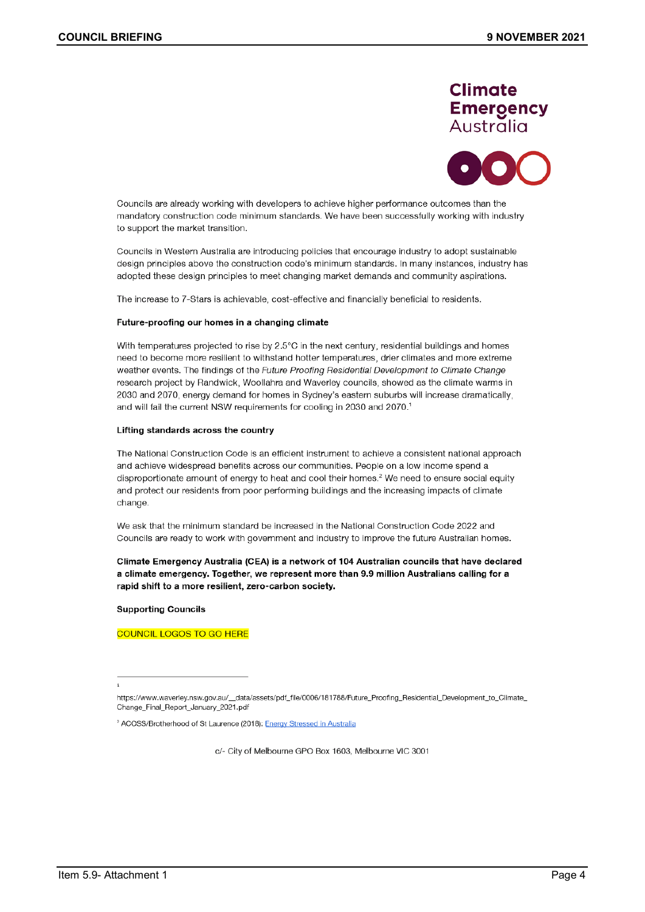Climate Emergency Australia

Councils are already working with developers to achieve higher performance outcomes than the mandatory construction code minimum standards. We have been successfully working with industry to support the market transition.

Councils in Western Australia are introducing policies that encourage industry to adopt sustainable design principles above the construction code's minimum standards. In many instances, industry has adopted these design principles to meet changing market demands and community aspirations.

The increase to 7-Stars is achievable, cost-effective and financially beneficial to residents.

**Future-proofing our homes in a changing climate**

With temperatures projected to rise by 2.5°C in the next century, residential buildings and homes need to become more resilient to withstand hotter temperatures, drier climates and more extreme weather events. The findings of the *Future Proofing Residential Development to Climate Change* research project by Randwick, Woollahra and Waverley councils, showed as the climate warms in 2030 and 2070, energy demand for homes in Sydney's eastern suburbs will increase dramatically, and will fail the current NSW requirements for cooling in 2030 and 2070.[1]

**Lifting standards across the country**

The National Construction Code is an efficient instrument to achieve a consistent national approach and achieve widespread benefits across our communities. People on a low income spend a disproportionate amount of energy to heat and cool their homes.[2] We need to ensure social equity and protect our residents from poor performing buildings and the increasing impacts of climate change.

We ask that the minimum standard be increased in the National Construction Code 2022 and Councils are ready to work with government and industry to improve the future Australian homes.

**Climate Emergency Australia (CEA) is a network of 104 Australian councils that have declared a climate emergency. Together, we represent more than 9.9 million Australians calling for a rapid shift to a more resilient, zero-carbon society.**

**Supporting Councils**

COUNCIL LOGOS TO GO HERE

---

[1] https://www.waverley.nsw.gov.au/__data/assets/pdf_file/0006/181788/Future_Proofing_Residential_Development_to_Climate_Change_Final_Report_January_2021.pdf

[2] ACOSS/Brotherhood of St Laurence (2018): Energy Stressed in Australia

c/- City of Melbourne GPO Box 1603, Melbourne VIC 3001